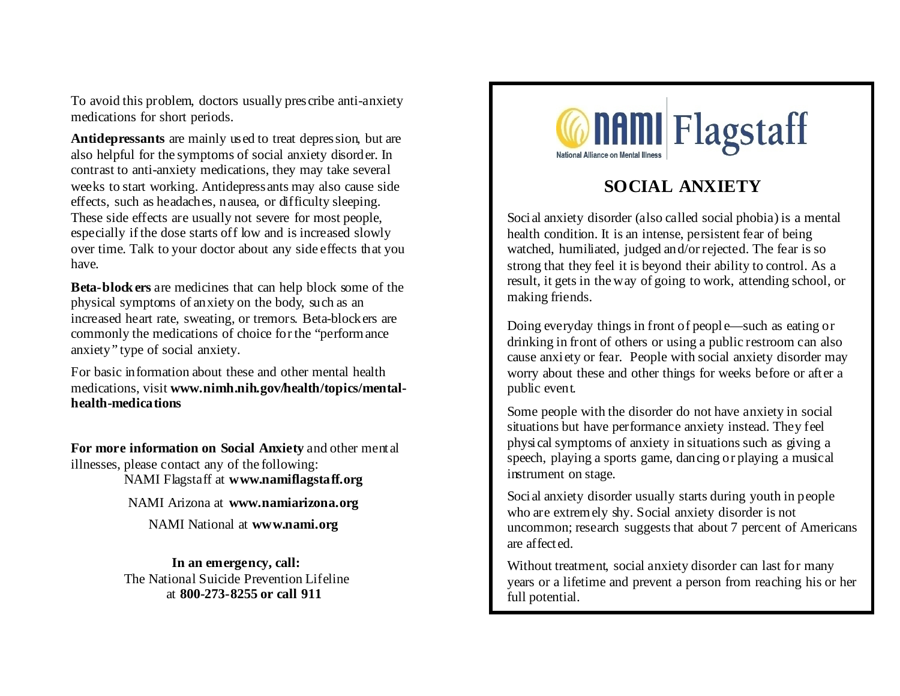To avoid this problem, doctors usually prescribe anti-anxiety medications for short periods.

**Antidepressants** are mainly used to treat depression, but are also helpful for the symptoms of social anxiety disorder. In contrast to anti-anxiety medications, they may take several weeks to start working. Antidepressants may also cause side effects, such as headaches, nausea, or difficulty sleeping. These side effects are usually not severe for most people, especially if the dose starts off low and is increased slowly over time. Talk to your doctor about any side effects that you have.

**Beta-blockers** are medicines that can help block some of the physical symptoms of anxiety on the body, such as an increased heart rate, sweating, or tremors. Beta-blockers are commonly the medications of choice for the "performance anxiety" type of social anxiety.

For basic information about these and other mental health medications, visit **www.nimh.nih.gov/health/topics/mental-health-medications**

**For more information on Social Anxiety** and other mental illnesses, please contact any of the following:

NAMI Flagstaff at **www.namiflagstaff.org**

NAMI Arizona at **www.namiarizona.org**

NAMI National at **www.nami.org**

**In an emergency, call:**
The National Suicide Prevention Lifeline at **800-273-8255 or call 911**

NAMI Flagstaff
National Alliance on Mental Illness

# SOCIAL ANXIETY

Social anxiety disorder (also called social phobia) is a mental health condition. It is an intense, persistent fear of being watched, humiliated, judged and/or rejected. The fear is so strong that they feel it is beyond their ability to control. As a result, it gets in the way of going to work, attending school, or making friends.

Doing everyday things in front of people—such as eating or drinking in front of others or using a public restroom can also cause anxiety or fear. People with social anxiety disorder may worry about these and other things for weeks before or after a public event.

Some people with the disorder do not have anxiety in social situations but have performance anxiety instead. They feel physical symptoms of anxiety in situations such as giving a speech, playing a sports game, dancing or playing a musical instrument on stage.

Social anxiety disorder usually starts during youth in people who are extremely shy. Social anxiety disorder is not uncommon; research suggests that about 7 percent of Americans are affected.

Without treatment, social anxiety disorder can last for many years or a lifetime and prevent a person from reaching his or her full potential.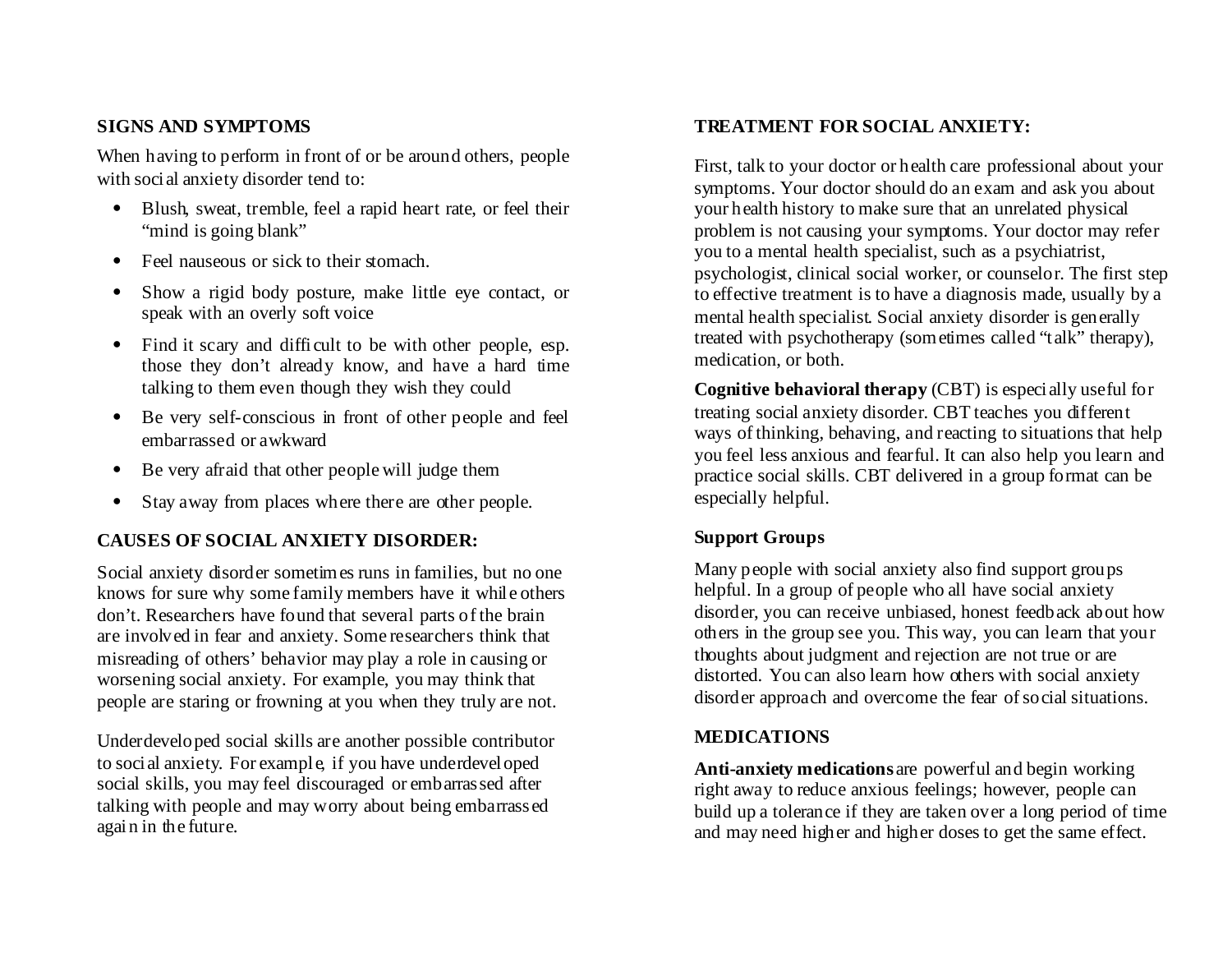## SIGNS AND SYMPTOMS

When having to perform in front of or be around others, people with social anxiety disorder tend to:

- Blush, sweat, tremble, feel a rapid heart rate, or feel their "mind is going blank"
- Feel nauseous or sick to their stomach.
- Show a rigid body posture, make little eye contact, or speak with an overly soft voice
- Find it scary and difficult to be with other people, esp. those they don't already know, and have a hard time talking to them even though they wish they could
- Be very self-conscious in front of other people and feel embarrassed or awkward
- Be very afraid that other people will judge them
- Stay away from places where there are other people.

## CAUSES OF SOCIAL ANXIETY DISORDER:

Social anxiety disorder sometimes runs in families, but no one knows for sure why some family members have it while others don't. Researchers have found that several parts of the brain are involved in fear and anxiety. Some researchers think that misreading of others' behavior may play a role in causing or worsening social anxiety. For example, you may think that people are staring or frowning at you when they truly are not.

Underdeveloped social skills are another possible contributor to social anxiety. For example, if you have underdeveloped social skills, you may feel discouraged or embarrassed after talking with people and may worry about being embarrassed again in the future.

## TREATMENT FOR SOCIAL ANXIETY:

First, talk to your doctor or health care professional about your symptoms. Your doctor should do an exam and ask you about your health history to make sure that an unrelated physical problem is not causing your symptoms. Your doctor may refer you to a mental health specialist, such as a psychiatrist, psychologist, clinical social worker, or counselor. The first step to effective treatment is to have a diagnosis made, usually by a mental health specialist. Social anxiety disorder is generally treated with psychotherapy (sometimes called "talk" therapy), medication, or both.

**Cognitive behavioral therapy** (CBT) is especially useful for treating social anxiety disorder. CBT teaches you different ways of thinking, behaving, and reacting to situations that help you feel less anxious and fearful. It can also help you learn and practice social skills. CBT delivered in a group format can be especially helpful.

### Support Groups

Many people with social anxiety also find support groups helpful. In a group of people who all have social anxiety disorder, you can receive unbiased, honest feedback about how others in the group see you. This way, you can learn that your thoughts about judgment and rejection are not true or are distorted. You can also learn how others with social anxiety disorder approach and overcome the fear of social situations.

## MEDICATIONS

**Anti-anxiety medications** are powerful and begin working right away to reduce anxious feelings; however, people can build up a tolerance if they are taken over a long period of time and may need higher and higher doses to get the same effect.